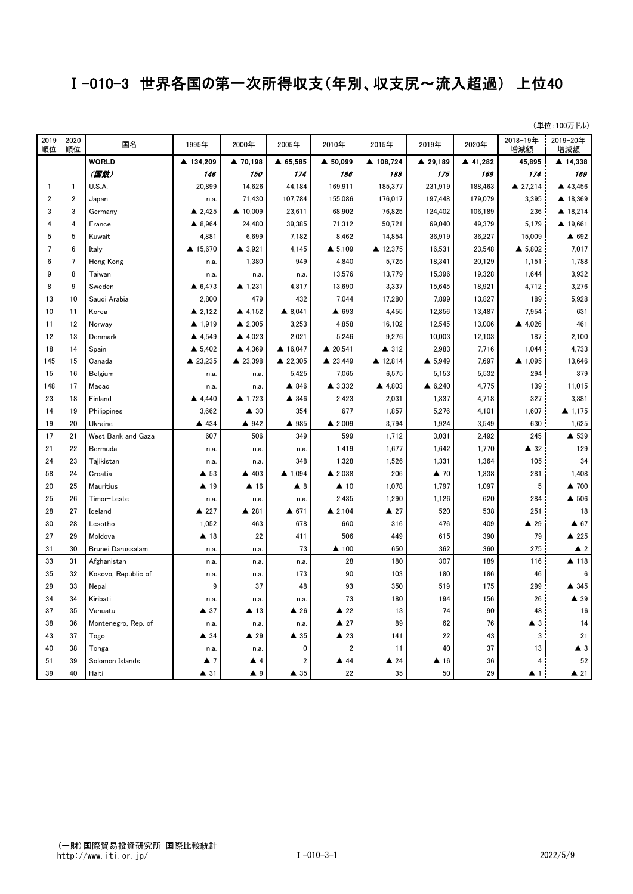# Ⅰ-010-3 世界各国の第一次所得収支（年別、収支尻～流入超過） 上位40

（単位：100万ドル）

| 2019順位 | 2020順位 | 国名 | 1995年 | 2000年 | 2005年 | 2010年 | 2015年 | 2019年 | 2020年 | 2018-19年増減額 | 2019-20年増減額 |
|---|---|---|---|---|---|---|---|---|---|---|---|
| | | **WORLD** | **▲ 134,209** | **▲ 70,198** | **▲ 65,585** | **▲ 50,099** | **▲ 108,724** | **▲ 29,189** | **▲ 41,282** | **45,895** | **▲ 14,338** |
| | | ***(国数)*** | ***146*** | ***150*** | ***174*** | ***186*** | ***188*** | ***175*** | ***169*** | ***174*** | ***169*** |
| 1 | 1 | U.S.A. | 20,899 | 14,626 | 44,184 | 169,911 | 185,377 | 231,919 | 188,463 | ▲ 27,214 | ▲ 43,456 |
| 2 | 2 | Japan | n.a. | 71,430 | 107,784 | 155,086 | 176,017 | 197,448 | 179,079 | 3,395 | ▲ 18,369 |
| 3 | 3 | Germany | ▲ 2,425 | ▲ 10,009 | 23,611 | 68,902 | 76,825 | 124,402 | 106,189 | 236 | ▲ 18,214 |
| 4 | 4 | France | ▲ 8,964 | 24,480 | 39,385 | 71,312 | 50,721 | 69,040 | 49,379 | 5,179 | ▲ 19,661 |
| 5 | 5 | Kuwait | 4,881 | 6,699 | 7,182 | 8,462 | 14,854 | 36,919 | 36,227 | 15,009 | ▲ 692 |
| 7 | 6 | Italy | ▲ 15,670 | ▲ 3,921 | 4,145 | ▲ 5,109 | ▲ 12,375 | 16,531 | 23,548 | ▲ 5,802 | 7,017 |
| 6 | 7 | Hong Kong | n.a. | 1,380 | 949 | 4,840 | 5,725 | 18,341 | 20,129 | 1,151 | 1,788 |
| 9 | 8 | Taiwan | n.a. | n.a. | n.a. | 13,576 | 13,779 | 15,396 | 19,328 | 1,644 | 3,932 |
| 8 | 9 | Sweden | ▲ 6,473 | ▲ 1,231 | 4,817 | 13,690 | 3,337 | 15,645 | 18,921 | 4,712 | 3,276 |
| 13 | 10 | Saudi Arabia | 2,800 | 479 | 432 | 7,044 | 17,280 | 7,899 | 13,827 | 189 | 5,928 |
| 10 | 11 | Korea | ▲ 2,122 | ▲ 4,152 | ▲ 8,041 | ▲ 693 | 4,455 | 12,856 | 13,487 | 7,954 | 631 |
| 11 | 12 | Norway | ▲ 1,919 | ▲ 2,305 | 3,253 | 4,858 | 16,102 | 12,545 | 13,006 | ▲ 4,026 | 461 |
| 12 | 13 | Denmark | ▲ 4,549 | ▲ 4,023 | 2,021 | 5,246 | 9,276 | 10,003 | 12,103 | 187 | 2,100 |
| 18 | 14 | Spain | ▲ 5,402 | ▲ 4,369 | ▲ 16,047 | ▲ 20,541 | ▲ 312 | 2,983 | 7,716 | 1,044 | 4,733 |
| 145 | 15 | Canada | ▲ 23,235 | ▲ 23,398 | ▲ 22,305 | ▲ 23,449 | ▲ 12,814 | ▲ 5,949 | 7,697 | ▲ 1,095 | 13,646 |
| 15 | 16 | Belgium | n.a. | n.a. | 5,425 | 7,065 | 6,575 | 5,153 | 5,532 | 294 | 379 |
| 148 | 17 | Macao | n.a. | n.a. | ▲ 846 | ▲ 3,332 | ▲ 4,803 | ▲ 6,240 | 4,775 | 139 | 11,015 |
| 23 | 18 | Finland | ▲ 4,440 | ▲ 1,723 | ▲ 346 | 2,423 | 2,031 | 1,337 | 4,718 | 327 | 3,381 |
| 14 | 19 | Philippines | 3,662 | ▲ 30 | 354 | 677 | 1,857 | 5,276 | 4,101 | 1,607 | ▲ 1,175 |
| 19 | 20 | Ukraine | ▲ 434 | ▲ 942 | ▲ 985 | ▲ 2,009 | 3,794 | 1,924 | 3,549 | 630 | 1,625 |
| 17 | 21 | West Bank and Gaza | 607 | 506 | 349 | 599 | 1,712 | 3,031 | 2,492 | 245 | ▲ 539 |
| 21 | 22 | Bermuda | n.a. | n.a. | n.a. | 1,419 | 1,677 | 1,642 | 1,770 | ▲ 32 | 129 |
| 24 | 23 | Tajikistan | n.a. | n.a. | 348 | 1,328 | 1,526 | 1,331 | 1,364 | 105 | 34 |
| 58 | 24 | Croatia | ▲ 53 | ▲ 403 | ▲ 1,094 | ▲ 2,038 | 206 | ▲ 70 | 1,338 | 281 | 1,408 |
| 20 | 25 | Mauritius | ▲ 19 | ▲ 16 | ▲ 8 | ▲ 10 | 1,078 | 1,797 | 1,097 | 5 | ▲ 700 |
| 25 | 26 | Timor-Leste | n.a. | n.a. | n.a. | 2,435 | 1,290 | 1,126 | 620 | 284 | ▲ 506 |
| 28 | 27 | Iceland | ▲ 227 | ▲ 281 | ▲ 671 | ▲ 2,104 | ▲ 27 | 520 | 538 | 251 | 18 |
| 30 | 28 | Lesotho | 1,052 | 463 | 678 | 660 | 316 | 476 | 409 | ▲ 29 | ▲ 67 |
| 27 | 29 | Moldova | ▲ 18 | 22 | 411 | 506 | 449 | 615 | 390 | 79 | ▲ 225 |
| 31 | 30 | Brunei Darussalam | n.a. | n.a. | 73 | ▲ 100 | 650 | 362 | 360 | 275 | ▲ 2 |
| 33 | 31 | Afghanistan | n.a. | n.a. | n.a. | 28 | 180 | 307 | 189 | 116 | ▲ 118 |
| 35 | 32 | Kosovo, Republic of | n.a. | n.a. | 173 | 90 | 103 | 180 | 186 | 46 | 6 |
| 29 | 33 | Nepal | 9 | 37 | 48 | 93 | 350 | 519 | 175 | 299 | ▲ 345 |
| 34 | 34 | Kiribati | n.a. | n.a. | n.a. | 73 | 180 | 194 | 156 | 26 | ▲ 39 |
| 37 | 35 | Vanuatu | ▲ 37 | ▲ 13 | ▲ 26 | ▲ 22 | 13 | 74 | 90 | 48 | 16 |
| 38 | 36 | Montenegro, Rep. of | n.a. | n.a. | n.a. | ▲ 27 | 89 | 62 | 76 | ▲ 3 | 14 |
| 43 | 37 | Togo | ▲ 34 | ▲ 29 | ▲ 35 | ▲ 23 | 141 | 22 | 43 | 3 | 21 |
| 40 | 38 | Tonga | n.a. | n.a. | 0 | 2 | 11 | 40 | 37 | 13 | ▲ 3 |
| 51 | 39 | Solomon Islands | ▲ 7 | ▲ 4 | 2 | ▲ 44 | ▲ 24 | ▲ 16 | 36 | 4 | 52 |
| 39 | 40 | Haiti | ▲ 31 | ▲ 9 | ▲ 35 | 22 | 35 | 50 | 29 | ▲ 1 | ▲ 21 |

（一財）国際貿易投資研究所 国際比較統計
http://www.iti.or.jp/

2022/5/9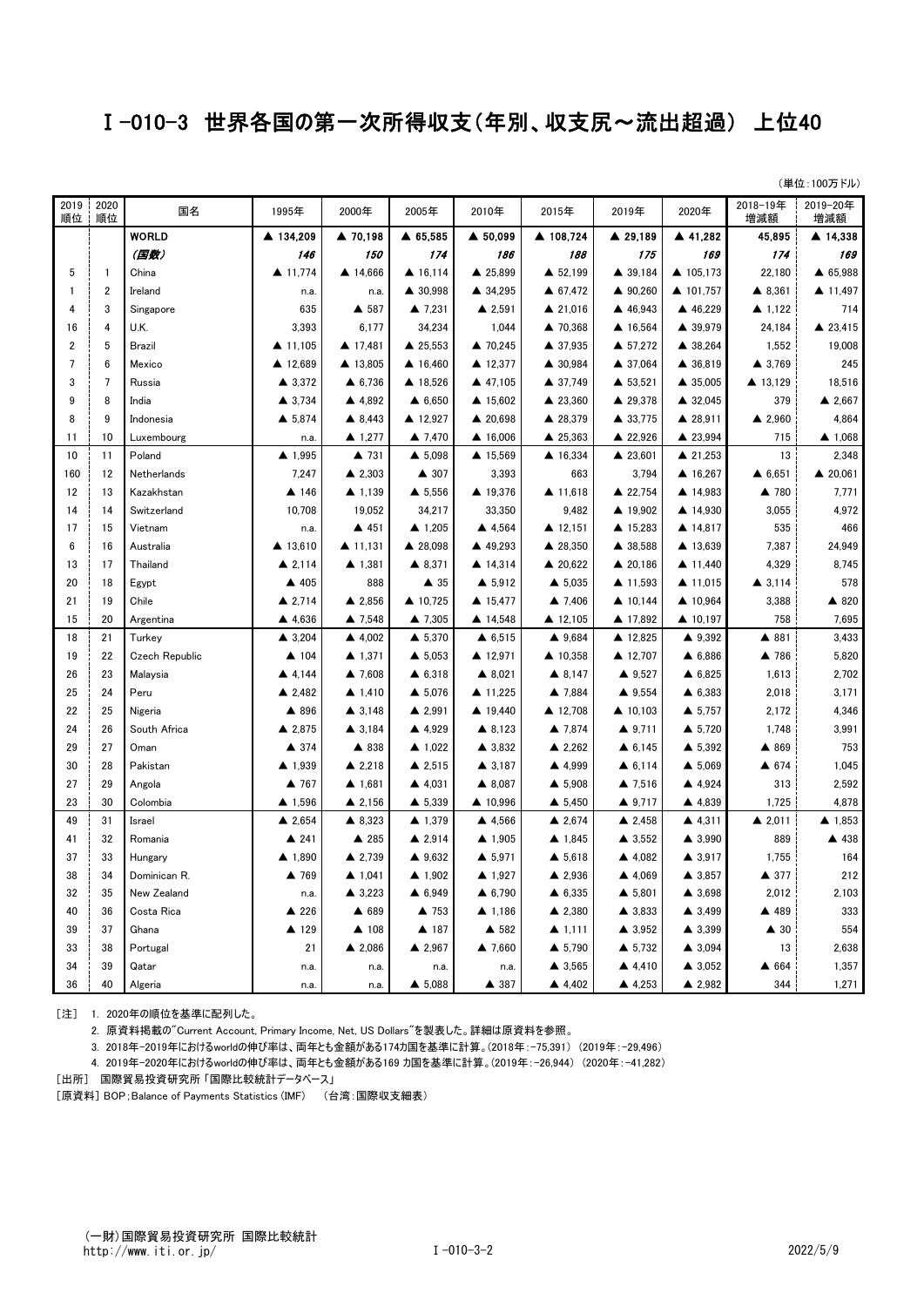# Ⅰ-010-3 世界各国の第一次所得収支(年別、収支尻～流出超過) 上位40

(単位:100万ドル)

| 2019順位 | 2020順位 | 国名 | 1995年 | 2000年 | 2005年 | 2010年 | 2015年 | 2019年 | 2020年 | 2018-19年増減額 | 2019-20年増減額 |
|---|---|---|---|---|---|---|---|---|---|---|---|
| | | **WORLD** | **▲ 134,209** | **▲ 70,198** | **▲ 65,585** | **▲ 50,099** | **▲ 108,724** | **▲ 29,189** | **▲ 41,282** | **45,895** | **▲ 14,338** |
| | | ***(国数)*** | ***146*** | ***150*** | ***174*** | ***186*** | ***188*** | ***175*** | ***169*** | ***174*** | ***169*** |
| 5 | 1 | China | ▲ 11,774 | ▲ 14,666 | ▲ 16,114 | ▲ 25,899 | ▲ 52,199 | ▲ 39,184 | ▲ 105,173 | 22,180 | ▲ 65,988 |
| 1 | 2 | Ireland | n.a. | n.a. | ▲ 30,998 | ▲ 34,295 | ▲ 67,472 | ▲ 90,260 | ▲ 101,757 | ▲ 8,361 | ▲ 11,497 |
| 4 | 3 | Singapore | 635 | ▲ 587 | ▲ 7,231 | ▲ 2,591 | ▲ 21,016 | ▲ 46,943 | ▲ 46,229 | ▲ 1,122 | 714 |
| 16 | 4 | U.K. | 3,393 | 6,177 | 34,234 | 1,044 | ▲ 70,368 | ▲ 16,564 | ▲ 39,979 | 24,184 | ▲ 23,415 |
| 2 | 5 | Brazil | ▲ 11,105 | ▲ 17,481 | ▲ 25,553 | ▲ 70,245 | ▲ 37,935 | ▲ 57,272 | ▲ 38,264 | 1,552 | 19,008 |
| 7 | 6 | Mexico | ▲ 12,689 | ▲ 13,805 | ▲ 16,460 | ▲ 12,377 | ▲ 30,984 | ▲ 37,064 | ▲ 36,819 | ▲ 3,769 | 245 |
| 3 | 7 | Russia | ▲ 3,372 | ▲ 6,736 | ▲ 18,526 | ▲ 47,105 | ▲ 37,749 | ▲ 53,521 | ▲ 35,005 | ▲ 13,129 | 18,516 |
| 9 | 8 | India | ▲ 3,734 | ▲ 4,892 | ▲ 6,650 | ▲ 15,602 | ▲ 23,360 | ▲ 29,378 | ▲ 32,045 | 379 | ▲ 2,667 |
| 8 | 9 | Indonesia | ▲ 5,874 | ▲ 8,443 | ▲ 12,927 | ▲ 20,698 | ▲ 28,379 | ▲ 33,775 | ▲ 28,911 | ▲ 2,960 | 4,864 |
| 11 | 10 | Luxembourg | n.a. | ▲ 1,277 | ▲ 7,470 | ▲ 16,006 | ▲ 25,363 | ▲ 22,926 | ▲ 23,994 | 715 | ▲ 1,068 |
| 10 | 11 | Poland | ▲ 1,995 | ▲ 731 | ▲ 5,098 | ▲ 15,569 | ▲ 16,334 | ▲ 23,601 | ▲ 21,253 | 13 | 2,348 |
| 160 | 12 | Netherlands | 7,247 | ▲ 2,303 | ▲ 307 | 3,393 | 663 | 3,794 | ▲ 16,267 | ▲ 6,651 | ▲ 20,061 |
| 12 | 13 | Kazakhstan | ▲ 146 | ▲ 1,139 | ▲ 5,556 | ▲ 19,376 | ▲ 11,618 | ▲ 22,754 | ▲ 14,983 | ▲ 780 | 7,771 |
| 14 | 14 | Switzerland | 10,708 | 19,052 | 34,217 | 33,350 | 9,482 | ▲ 19,902 | ▲ 14,930 | 3,055 | 4,972 |
| 17 | 15 | Vietnam | n.a. | ▲ 451 | ▲ 1,205 | ▲ 4,564 | ▲ 12,151 | ▲ 15,283 | ▲ 14,817 | 535 | 466 |
| 6 | 16 | Australia | ▲ 13,610 | ▲ 11,131 | ▲ 28,098 | ▲ 49,293 | ▲ 28,350 | ▲ 38,588 | ▲ 13,639 | 7,387 | 24,949 |
| 13 | 17 | Thailand | ▲ 2,114 | ▲ 1,381 | ▲ 8,371 | ▲ 14,314 | ▲ 20,622 | ▲ 20,186 | ▲ 11,440 | 4,329 | 8,745 |
| 20 | 18 | Egypt | ▲ 405 | 888 | ▲ 35 | ▲ 5,912 | ▲ 5,035 | ▲ 11,593 | ▲ 11,015 | ▲ 3,114 | 578 |
| 21 | 19 | Chile | ▲ 2,714 | ▲ 2,856 | ▲ 10,725 | ▲ 15,477 | ▲ 7,406 | ▲ 10,144 | ▲ 10,964 | 3,388 | ▲ 820 |
| 15 | 20 | Argentina | ▲ 4,636 | ▲ 7,548 | ▲ 7,305 | ▲ 14,548 | ▲ 12,105 | ▲ 17,892 | ▲ 10,197 | 758 | 7,695 |
| 18 | 21 | Turkey | ▲ 3,204 | ▲ 4,002 | ▲ 5,370 | ▲ 6,515 | ▲ 9,684 | ▲ 12,825 | ▲ 9,392 | ▲ 881 | 3,433 |
| 19 | 22 | Czech Republic | ▲ 104 | ▲ 1,371 | ▲ 5,053 | ▲ 12,971 | ▲ 10,358 | ▲ 12,707 | ▲ 6,886 | ▲ 786 | 5,820 |
| 26 | 23 | Malaysia | ▲ 4,144 | ▲ 7,608 | ▲ 6,318 | ▲ 8,021 | ▲ 8,147 | ▲ 9,527 | ▲ 6,825 | 1,613 | 2,702 |
| 25 | 24 | Peru | ▲ 2,482 | ▲ 1,410 | ▲ 5,076 | ▲ 11,225 | ▲ 7,884 | ▲ 9,554 | ▲ 6,383 | 2,018 | 3,171 |
| 22 | 25 | Nigeria | ▲ 896 | ▲ 3,148 | ▲ 2,991 | ▲ 19,440 | ▲ 12,708 | ▲ 10,103 | ▲ 5,757 | 2,172 | 4,346 |
| 24 | 26 | South Africa | ▲ 2,875 | ▲ 3,184 | ▲ 4,929 | ▲ 8,123 | ▲ 7,874 | ▲ 9,711 | ▲ 5,720 | 1,748 | 3,991 |
| 29 | 27 | Oman | ▲ 374 | ▲ 838 | ▲ 1,022 | ▲ 3,832 | ▲ 2,262 | ▲ 6,145 | ▲ 5,392 | ▲ 869 | 753 |
| 30 | 28 | Pakistan | ▲ 1,939 | ▲ 2,218 | ▲ 2,515 | ▲ 3,187 | ▲ 4,999 | ▲ 6,114 | ▲ 5,069 | ▲ 674 | 1,045 |
| 27 | 29 | Angola | ▲ 767 | ▲ 1,681 | ▲ 4,031 | ▲ 8,087 | ▲ 5,908 | ▲ 7,516 | ▲ 4,924 | 313 | 2,592 |
| 23 | 30 | Colombia | ▲ 1,596 | ▲ 2,156 | ▲ 5,339 | ▲ 10,996 | ▲ 5,450 | ▲ 9,717 | ▲ 4,839 | 1,725 | 4,878 |
| 49 | 31 | Israel | ▲ 2,654 | ▲ 8,323 | ▲ 1,379 | ▲ 4,566 | ▲ 2,674 | ▲ 2,458 | ▲ 4,311 | ▲ 2,011 | ▲ 1,853 |
| 41 | 32 | Romania | ▲ 241 | ▲ 285 | ▲ 2,914 | ▲ 1,905 | ▲ 1,845 | ▲ 3,552 | ▲ 3,990 | 889 | ▲ 438 |
| 37 | 33 | Hungary | ▲ 1,890 | ▲ 2,739 | ▲ 9,632 | ▲ 5,971 | ▲ 5,618 | ▲ 4,082 | ▲ 3,917 | 1,755 | 164 |
| 38 | 34 | Dominican R. | ▲ 769 | ▲ 1,041 | ▲ 1,902 | ▲ 1,927 | ▲ 2,936 | ▲ 4,069 | ▲ 3,857 | ▲ 377 | 212 |
| 32 | 35 | New Zealand | n.a. | ▲ 3,223 | ▲ 6,949 | ▲ 6,790 | ▲ 6,335 | ▲ 5,801 | ▲ 3,698 | 2,012 | 2,103 |
| 40 | 36 | Costa Rica | ▲ 226 | ▲ 689 | ▲ 753 | ▲ 1,186 | ▲ 2,380 | ▲ 3,833 | ▲ 3,499 | ▲ 489 | 333 |
| 39 | 37 | Ghana | ▲ 129 | ▲ 108 | ▲ 187 | ▲ 582 | ▲ 1,111 | ▲ 3,952 | ▲ 3,399 | ▲ 30 | 554 |
| 33 | 38 | Portugal | 21 | ▲ 2,086 | ▲ 2,967 | ▲ 7,660 | ▲ 5,790 | ▲ 5,732 | ▲ 3,094 | 13 | 2,638 |
| 34 | 39 | Qatar | n.a. | n.a. | n.a. | n.a. | ▲ 3,565 | ▲ 4,410 | ▲ 3,052 | ▲ 664 | 1,357 |
| 36 | 40 | Algeria | n.a. | n.a. | ▲ 5,088 | ▲ 387 | ▲ 4,402 | ▲ 4,253 | ▲ 2,982 | 344 | 1,271 |

[注] 1. 2020年の順位を基準に配列した。
2. 原資料掲載の"Current Account, Primary Income, Net, US Dollars"を製表した。詳細は原資料を参照。
3. 2018年-2019年におけるworldの伸び率は、両年とも金額がある174カ国を基準に計算。(2018年:-75,391) (2019年:-29,496)
4. 2019年-2020年におけるworldの伸び率は、両年とも金額がある169 カ国を基準に計算。(2019年:-26,944) (2020年:-41,282)

[出所] 国際貿易投資研究所「国際比較統計データベース」

[原資料] BOP;Balance of Payments Statistics (IMF) (台湾:国際収支細表)

(一財)国際貿易投資研究所 国際比較統計
http://www.iti.or.jp/